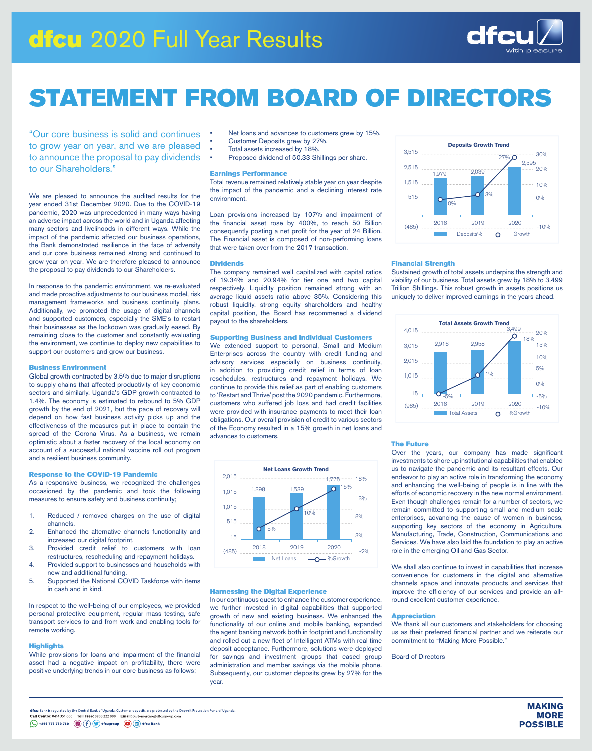# dfcu 2020 Full Year Results

# STATEMENT FROM BOARD OF DIRECTORS

"Our core business is solid and continues to grow year on year, and we are pleased to announce the proposal to pay dividends to our Shareholders."

We are pleased to announce the audited results for the year ended 31st December 2020. Due to the COVID-19 pandemic, 2020 was unprecedented in many ways having an adverse impact across the world and in Uganda affecting many sectors and livelihoods in different ways. While the impact of the pandemic affected our business operations, the Bank demonstrated resilience in the face of adversity and our core business remained strong and continued to grow year on year. We are therefore pleased to announce the proposal to pay dividends to our Shareholders.

In response to the pandemic environment, we re-evaluated and made proactive adjustments to our business model, risk management frameworks and business continuity plans. Additionally, we promoted the usage of digital channels and supported customers, especially the SME's to restart their businesses as the lockdown was gradually eased. By remaining close to the customer and constantly evaluating the environment, we continue to deploy new capabilities to support our customers and grow our business.

### Business Environment

Global growth contracted by 3.5% due to major disruptions to supply chains that affected productivity of key economic sectors and similarly, Uganda's GDP growth contracted to 1.4%. The economy is estimated to rebound to 5% GDP growth by the end of 2021, but the pace of recovery will depend on how fast business activity picks up and the effectiveness of the measures put in place to contain the spread of the Corona Virus. As a business, we remain optimistic about a faster recovery of the local economy on account of a successful national vaccine roll out program and a resilient business community.

### Response to the COVID-19 Pandemic

As a responsive business, we recognized the challenges occasioned by the pandemic and took the following measures to ensure safety and business continuity;

1. Reduced / removed charges on the use of digital channels.
2. Enhanced the alternative channels functionality and increased our digital footprint.
3. Provided credit relief to customers with loan restructures, rescheduling and repayment holidays.
4. Provided support to businesses and households with new and additional funding.
5. Supported the National COVID Taskforce with items in cash and in kind.

In respect to the well-being of our employees, we provided personal protective equipment, regular mass testing, safe transport services to and from work and enabling tools for remote working.

### Highlights

While provisions for loans and impairment of the financial asset had a negative impact on profitability, there were positive underlying trends in our core business as follows;

- Net loans and advances to customers grew by 15%.
- Customer Deposits grew by 27%.
- Total assets increased by 18%.
- Proposed dividend of 50.33 Shillings per share.

### Earnings Performance

Total revenue remained relatively stable year on year despite the impact of the pandemic and a declining interest rate environment.

Loan provisions increased by 107% and impairment of the financial asset rose by 400%, to reach 50 Billion consequently posting a net profit for the year of 24 Billion. The Financial asset is composed of non-performing loans that were taken over from the 2017 transaction.

### Dividends

The company remained well capitalized with capital ratios of 19.34% and 20.94% for tier one and two capital respectively. Liquidity position remained strong with an average liquid assets ratio above 35%. Considering this robust liquidity, strong equity shareholders and healthy capital position, the Board has recommened a dividend payout to the shareholders.

### Supporting Business and Individual Customers

We extended support to personal, Small and Medium Enterprises across the country with credit funding and advisory services especially on business continuity, in addition to providing credit relief in terms of loan reschedules, restructures and repayment holidays. We continue to provide this relief as part of enabling customers to 'Restart and Thrive' post the 2020 pandemic. Furthermore, customers who suffered job loss and had credit facilities were provided with insurance payments to meet their loan obligations. Our overall provision of credit to various sectors of the Economy resulted in a 15% growth in net loans and advances to customers.

**Net Loans Growth Trend**

| Year | Net Loans | %Growth |
|---|---|---|
| 2018 | 1,398 | 5% |
| 2019 | 1,539 | 10% |
| 2020 | 1,775 | 15% |

### Harnessing the Digital Experience

In our continuous quest to enhance the customer experience, we further invested in digital capabilities that supported growth of new and existing business. We enhanced the functionality of our online and mobile banking, expanded the agent banking network both in footprint and functionality and rolled out a new fleet of Intelligent ATMs with real time deposit acceptance. Furthermore, solutions were deployed for savings and investment groups that eased group administration and member savings via the mobile phone. Subsequently, our customer deposits grew by 27% for the year.

**Deposits Growth Trend**

| Year | Deposits | Growth |
|---|---|---|
| 2018 | 1,979 | 0% |
| 2019 | 2,039 | 3% |
| 2020 | 2,595 | 27% |

### Financial Strength

Sustained growth of total assets underpins the strength and viability of our business. Total assets grew by 18% to 3.499 Trillion Shillings. This robust growth in assets positions us uniquely to deliver improved earnings in the years ahead.

**Total Assets Growth Trend**

| Year | Total Assets | %Growth |
|---|---|---|
| 2018 | 2,916 | -5% |
| 2019 | 2,958 | 1% |
| 2020 | 3,499 | 18% |

### The Future

Over the years, our company has made significant investments to shore up institutional capabilities that enabled us to navigate the pandemic and its resultant effects. Our endeavor to play an active role in transforming the economy and enhancing the well-being of people is in line with the efforts of economic recovery in the new normal environment. Even though challenges remain for a number of sectors, we remain committed to supporting small and medium scale enterprises, advancing the cause of women in business, supporting key sectors of the economy in Agriculture, Manufacturing, Trade, Construction, Communications and Services. We have also laid the foundation to play an active role in the emerging Oil and Gas Sector.

We shall also continue to invest in capabilities that increase convenience for customers in the digital and alternative channels space and innovate products and services that improve the efficiency of our services and provide an all-round excellent customer experience.

### Appreciation

We thank all our customers and stakeholders for choosing us as their preferred financial partner and we reiterate our commitment to "Making More Possible."

Board of Directors

dfcu Bank is regulated by the Central Bank of Uganda. Customer deposits are protected by the Deposit Protection Fund of Uganda.
Call Centre: 0414 351 000 Toll Free: 0800 222 000 Email: customercare@dfcugroup.com
+256 776 760 760 dfcugroup dfcu Bank

MAKING MORE POSSIBLE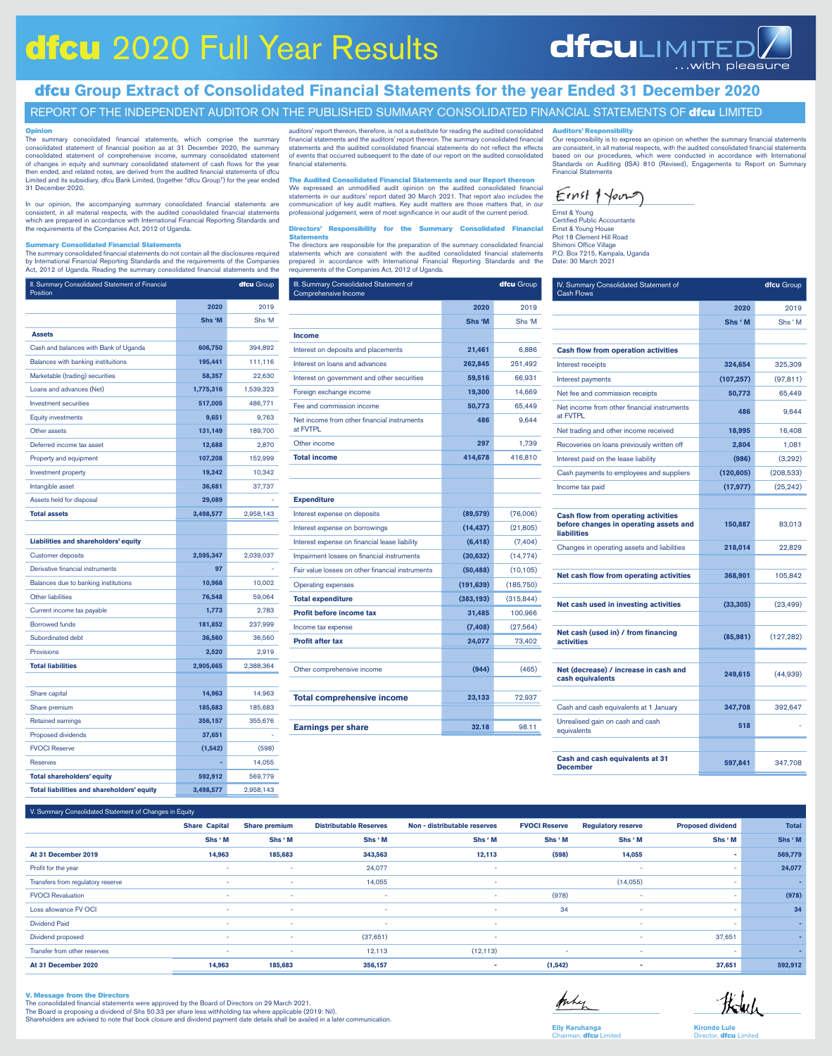# dfcu 2020 Full Year Results

dfcu LIMITED ...with pleasure

## dfcu Group Extract of Consolidated Financial Statements for the year Ended 31 December 2020

### REPORT OF THE INDEPENDENT AUDITOR ON THE PUBLISHED SUMMARY CONSOLIDATED FINANCIAL STATEMENTS OF dfcu LIMITED

**Opinion**

The summary consolidated financial statements, which comprise the summary consolidated statement of financial position as at 31 December 2020, the summary consolidated statement of comprehensive income, summary consolidated statement of changes in equity and summary consolidated statement of cash flows for the year then ended, and related notes, are derived from the audited financial statements of dfcu Limited and its subsidiary, dfcu Bank Limited, (together "dfcu Group") for the year ended 31 December 2020.

In our opinion, the accompanying summary consolidated financial statements are consistent, in all material respects, with the audited consolidated financial statements which are prepared in accordance with International Financial Reporting Standards and the requirements of the Companies Act, 2012 of Uganda.

**Summary Consolidated Financial Statements**

The summary consolidated financial statements do not contain all the disclosures required by International Financial Reporting Standards and the requirements of the Companies Act, 2012 of Uganda. Reading the summary consolidated financial statements and the auditors' report thereon, therefore, is not a substitute for reading the audited consolidated financial statements and the auditors' report thereon. The summary consolidated financial statements and the audited consolidated financial statements do not reflect the effects of events that occurred subsequent to the date of our report on the audited consolidated financial statements.

**The Audited Consolidated Financial Statements and our Report thereon**

We expressed an unmodified audit opinion on the audited consolidated financial statements in our auditors' report dated 30 March 2021. That report also includes the communication of key audit matters. Key audit matters are those matters that, in our professional judgement, were of most significance in our audit of the current period.

**Directors' Responsibility for the Summary Consolidated Financial Statements**

The directors are responsible for the preparation of the summary consolidated financial statements which are consistent with the audited consolidated financial statements prepared in accordance with International Financial Reporting Standards and the requirements of the Companies Act, 2012 of Uganda.

**Auditors' Responsibility**

Our responsibility is to express an opinion on whether the summary financial statements are consistent, in all material respects, with the audited consolidated financial statements based on our procedures, which were conducted in accordance with International Standards on Auditing (ISA) 810 (Revised), Engagements to Report on Summary Financial Statements

Ernst & Young
Certified Public Accountants
Ernst & Young House
Plot 18 Clement Hill Road
Shimoni Office Village
P.O. Box 7215, Kampala, Uganda
Date: 30 March 2021

### II. Summary Consolidated Statement of Financial Position — dfcu Group

| | 2020 | 2019 |
|---|---|---|
| | Shs 'M | Shs 'M |
| **Assets** | | |
| Cash and balances with Bank of Uganda | 606,750 | 394,892 |
| Balances with banking instituitions | 195,441 | 111,116 |
| Marketable (trading) securities | 58,357 | 22,630 |
| Loans and advances (Net) | 1,775,316 | 1,539,323 |
| Investment securities | 517,005 | 486,771 |
| Equity investments | 9,651 | 9,763 |
| Other assets | 131,149 | 189,700 |
| Deferred income tax asset | 12,688 | 2,870 |
| Property and equipment | 107,208 | 152,999 |
| Investment property | 19,242 | 10,342 |
| Intangible asset | 36,681 | 37,737 |
| Assets held for disposal | 29,089 | - |
| **Total assets** | **3,498,577** | **2,958,143** |
| **Liabilities and shareholders' equity** | | |
| Customer deposits | 2,595,347 | 2,039,037 |
| Derivative financial instruments | 97 | - |
| Balances due to banking institutions | 10,968 | 10,002 |
| Other liabilities | 76,548 | 59,064 |
| Current income tax payable | 1,773 | 2,783 |
| Borrowed funds | 181,852 | 237,999 |
| Subordinated debt | 36,560 | 36,560 |
| Provisions | 2,520 | 2,919 |
| **Total liabilities** | **2,905,665** | **2,388,364** |
| Share capital | 14,963 | 14,963 |
| Share premium | 185,683 | 185,683 |
| Retained earnings | 356,157 | 355,676 |
| Proposed dividends | 37,651 | - |
| FVOCI Reserve | (1,542) | (598) |
| Reserves | - | 14,055 |
| **Total shareholders' equity** | **592,912** | **569,779** |
| **Total liabilities and shareholders' equity** | **3,498,577** | **2,958,143** |

### III. Summary Consolidated Statement of Comprehensive Income — dfcu Group

| | 2020 | 2019 |
|---|---|---|
| | Shs 'M | Shs 'M |
| **Income** | | |
| Interest on deposits and placements | 21,461 | 6,886 |
| Interest on loans and advances | 262,845 | 251,492 |
| Interest on government and other securities | 59,516 | 66,931 |
| Foreign exchange income | 19,300 | 14,669 |
| Fee and commission income | 50,773 | 65,449 |
| Net income from other financial instruments at FVTPL | 486 | 9,644 |
| Other income | 297 | 1,739 |
| **Total income** | **414,678** | **416,810** |
| **Expenditure** | | |
| Interest expense on deposits | (89,579) | (76,006) |
| Interest expense on borrowings | (14,437) | (21,805) |
| Interest expense on financial lease liability | (6,418) | (7,404) |
| Impairment losses on financial instruments | (30,632) | (14,774) |
| Fair value losses on other financial instruments | (50,488) | (10,105) |
| Operating expenses | (191,639) | (185,750) |
| **Total expenditure** | **(383,193)** | **(315,844)** |
| **Profit before income tax** | **31,485** | **100,966** |
| Income tax expense | (7,408) | (27,564) |
| **Profit after tax** | **24,077** | **73,402** |
| Other comprehensive income | (944) | (465) |
| **Total comprehensive income** | **23,133** | **72,937** |
| **Earnings per share** | **32.18** | **98.11** |

### IV. Summary Consolidated Statement of Cash Flows — dfcu Group

| | 2020 | 2019 |
|---|---|---|
| | Shs ' M | Shs ' M |
| **Cash flow from operation activities** | | |
| Interest receipts | 324,654 | 325,309 |
| Interest payments | (107,257) | (97,811) |
| Net fee and commission receipts | 50,773 | 65,449 |
| Net income from other financial instruments at FVTPL | 486 | 9,644 |
| Net trading and other income received | 18,995 | 16,408 |
| Recoveries on loans previously written off | 2,804 | 1,081 |
| Interest paid on the lease liability | (986) | (3,292) |
| Cash payments to employees and suppliers | (120,605) | (208,533) |
| Income tax paid | (17,977) | (25,242) |
| **Cash flow from operating activities before changes in operating assets and liabilities** | **150,887** | **83,013** |
| Changes in operating assets and liabilities | 218,014 | 22,829 |
| **Net cash flow from operating activities** | **368,901** | **105,842** |
| **Net cash used in investing activities** | **(33,305)** | **(23,499)** |
| **Net cash (used in) / from financing activities** | **(85,981)** | **(127,282)** |
| **Net (decrease) / increase in cash and cash equivalents** | **249,615** | **(44,939)** |
| Cash and cash equivalents at 1 January | 347,708 | 392,647 |
| Unrealised gain on cash and cash equivalents | 518 | - |
| **Cash and cash equivalents at 31 December** | **597,841** | **347,708** |

### V. Summary Consolidated Statement of Changes in Equity

| | Share Capital | Share premium | Distributable Reserves | Non - distributable reserves | FVOCI Reserve | Regulatory reserve | Proposed dividend | Total |
|---|---|---|---|---|---|---|---|---|
| | Shs ' M | Shs ' M | Shs ' M | Shs ' M | Shs ' M | Shs ' M | Shs ' M | Shs ' M |
| **At 31 December 2019** | **14,963** | **185,683** | **343,563** | **12,113** | **(598)** | **14,055** | **-** | **569,779** |
| Profit for the year | - | - | 24,077 | - | | - | - | **24,077** |
| Transfers from regulatory reserve | - | - | 14,055 | - | | (14,055) | - | **-** |
| FVOCI Revaluation | - | - | - | - | (978) | - | - | **(978)** |
| Loss allowance FV OCI | - | - | - | - | 34 | - | - | **34** |
| Dividend Paid | - | - | - | - | | - | - | **-** |
| Dividend proposed | - | - | (37,651) | - | | - | 37,651 | **-** |
| Transfer from other reserves | - | - | 12,113 | (12,113) | - | - | - | **-** |
| **At 31 December 2020** | **14,963** | **185,683** | **356,157** | **-** | **(1,542)** | **-** | **37,651** | **592,912** |

**V. Message from the Directors**

The consolidated financial statements were approved by the Board of Directors on 29 March 2021.
The Board is proposing a dividend of Shs 50.33 per share less withholding tax where applicable (2019: Nil).
Shareholders are advised to note that book closure and dividend payment date details shall be availed in a later communication.

Elly Karuhanga
Chairman, dfcu Limited

Kironde Lule
Director, dfcu Limited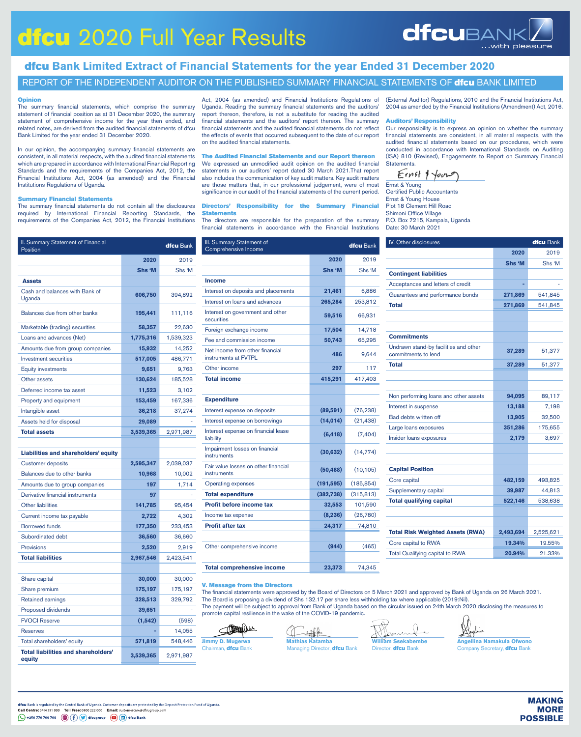# dfcu 2020 Full Year Results

dfcuBANK ...with pleasure

## dfcu Bank Limited Extract of Financial Statements for the year Ended 31 December 2020

## REPORT OF THE INDEPENDENT AUDITOR ON THE PUBLISHED SUMMARY FINANCIAL STATEMENTS OF dfcu BANK LIMITED

### Opinion

The summary financial statements, which comprise the summary statement of financial position as at 31 December 2020, the summary statement of comprehensive income for the year then ended, and related notes, are derived from the audited financial statements of dfcu Bank Limited for the year ended 31 December 2020.

In our opinion, the accompanying summary financial statements are consistent, in all material respects, with the audited financial statements which are prepared in accordance with International Financial Reporting Standards and the requirements of the Companies Act, 2012, the Financial Institutions Act, 2004 (as amended) and the Financial Institutions Regulations of Uganda.

### Summary Financial Statements

The summary financial statements do not contain all the disclosures required by International Financial Reporting Standards, the requirements of the Companies Act, 2012, the Financial Institutions Act, 2004 (as amended) and Financial Institutions Regulations of Uganda. Reading the summary financial statements and the auditors' report thereon, therefore, is not a substitute for reading the audited financial statements and the auditors' report thereon. The summary financial statements and the audited financial statements do not reflect the effects of events that occurred subsequent to the date of our report on the audited financial statements.

### The Audited Financial Statements and our Report thereon

We expressed an unmodified audit opinion on the audited financial statements in our auditors' report dated 30 March 2021.That report also includes the communication of key audit matters. Key audit matters are those matters that, in our professional judgement, were of most significance in our audit of the financial statements of the current period.

### Directors' Responsibility for the Summary Financial Statements

The directors are responsible for the preparation of the summary financial statements in accordance with the Financial Institutions (External Auditor) Regulations, 2010 and the Financial Institutions Act, 2004 as amended by the Financial Institutions (Amendment) Act, 2016.

### Auditors' Responsibility

Our responsibility is to express an opinion on whether the summary financial statements are consistent, in all material respects, with the audited financial statements based on our procedures, which were conducted in accordance with International Standards on Auditing (ISA) 810 (Revised), Engagements to Report on Summary Financial Statements.

Ernst & Young
Certified Public Accountants
Ernst & Young House
Plot 18 Clement Hill Road
Shimoni Office Village
P.O. Box 7215, Kampala, Uganda
Date: 30 March 2021

### II. Summary Statement of Financial Position

| | dfcu Bank 2020 | 2019 |
|---|---|---|
| | Shs 'M | Shs 'M |
| **Assets** | | |
| Cash and balances with Bank of Uganda | 606,750 | 394,892 |
| Balances due from other banks | 195,441 | 111,116 |
| Marketable (trading) securities | 58,357 | 22,630 |
| Loans and advances (Net) | 1,775,316 | 1,539,323 |
| Amounts due from group companies | 15,932 | 14,252 |
| Investment securities | 517,005 | 486,771 |
| Equity investments | 9,651 | 9,763 |
| Other assets | 130,624 | 185,528 |
| Deferred income tax asset | 11,523 | 3,102 |
| Property and equipment | 153,459 | 167,336 |
| Intangible asset | 36,218 | 37,274 |
| Assets held for disposal | 29,089 | - |
| **Total assets** | **3,539,365** | 2,971,987 |
| **Liabilities and shareholders' equity** | | |
| Customer deposits | 2,595,347 | 2,039,037 |
| Balances due to other banks | 10,968 | 10,002 |
| Amounts due to group companies | 197 | 1,714 |
| Derivative financial instruments | 97 | - |
| Other liabilities | 141,785 | 95,454 |
| Current income tax payable | 2,722 | 4,302 |
| Borrowed funds | 177,350 | 233,453 |
| Subordinated debt | 36,560 | 36,660 |
| Provisions | 2,520 | 2,919 |
| **Total liabilities** | **2,967,546** | 2,423,541 |
| Share capital | 30,000 | 30,000 |
| Share premium | 175,197 | 175,197 |
| Retained earnings | 328,513 | 329,792 |
| Proposed dividends | 39,651 | - |
| FVOCI Reserve | (1,542) | (598) |
| Reserves | - | 14,055 |
| Total shareholders' equity | 571,819 | 548,446 |
| **Total liabilities and shareholders' equity** | **3,539,365** | 2,971,987 |

### III. Summary Statement of Comprehensive Income

| | dfcu Bank 2020 | 2019 |
|---|---|---|
| | Shs 'M | Shs 'M |
| **Income** | | |
| Interest on deposits and placements | 21,461 | 6,886 |
| Interest on loans and advances | 265,284 | 253,812 |
| Interest on government and other securities | 59,516 | 66,931 |
| Foreign exchange income | 17,504 | 14,718 |
| Fee and commission income | 50,743 | 65,295 |
| Net income from other financial instruments at FVTPL | 486 | 9,644 |
| Other income | 297 | 117 |
| **Total income** | **415,291** | 417,403 |
| **Expenditure** | | |
| Interest expense on deposits | (89,591) | (76,238) |
| Interest expense on borrowings | (14,014) | (21,438) |
| Interest expense on financial lease liability | (6,418) | (7,404) |
| Impairment losses on financial instruments | (30,632) | (14,774) |
| Fair value losses on other financial instruments | (50,488) | (10,105) |
| Operating expenses | (191,595) | (185,854) |
| **Total expenditure** | **(382,738)** | (315,813) |
| **Profit before income tax** | **32,553** | 101,590 |
| Income tax expense | (8,236) | (26,780) |
| **Profit after tax** | **24,317** | 74,810 |
| Other comprehensive income | (944) | (465) |
| **Total comprehensive income** | **23,373** | 74,345 |

### IV. Other disclosures

| | dfcu Bank 2020 | 2019 |
|---|---|---|
| | Shs 'M | Shs 'M |
| **Contingent liabilities** | | |
| Acceptances and letters of credit | - | - |
| Guarantees and performance bonds | 271,869 | 541,845 |
| **Total** | **271,869** | 541,845 |
| **Commitments** | | |
| Undrawn stand-by facilities and other commitments to lend | 37,289 | 51,377 |
| **Total** | **37,289** | 51,377 |
| Non performing loans and other assets | 94,095 | 89,117 |
| Interest in suspense | 13,188 | 7,198 |
| Bad debts written off | 13,905 | 32,500 |
| Large loans exposures | 351,286 | 175,655 |
| Insider loans exposures | 2,179 | 3,697 |
| **Capital Position** | | |
| Core capital | 482,159 | 493,825 |
| Supplementary capital | 39,987 | 44,813 |
| **Total qualifying capital** | **522,146** | 538,638 |
| **Total Risk Weighted Assets (RWA)** | **2,493,694** | 2,525,621 |
| Core capital to RWA | 19.34% | 19.55% |
| Total Qualifying capital to RWA | 20.94% | 21.33% |

### V. Message from the Directors

The financial statements were approved by the Board of Directors on 5 March 2021 and approved by Bank of Uganda on 26 March 2021.
The Board is proposing a dividend of Shs 132.17 per share less withholding tax where applicable (2019:Nil).
The payment will be subject to approval from Bank of Uganda based on the circular issued on 24th March 2020 disclosing the measures to promote capital resilience in the wake of the COVID-19 pandemic.

**Jimmy D. Mugerwa**
Chairman, dfcu Bank

**Mathias Katamba**
Managing Director, dfcu Bank

**William Ssekabembe**
Director, dfcu Bank

**Angellina Namakula Ofwono**
Company Secretary, dfcu Bank

dfcu Bank is regulated by the Central Bank of Uganda. Customer deposits are protected by the Deposit Protection Fund of Uganda.
Call Centre: 0414 351 000 Toll Free: 0800 222 000 Email: customercare@dfcugroup.com
+256 776 760 760 dfcugroup dfcu Bank

**MAKING MORE POSSIBLE**